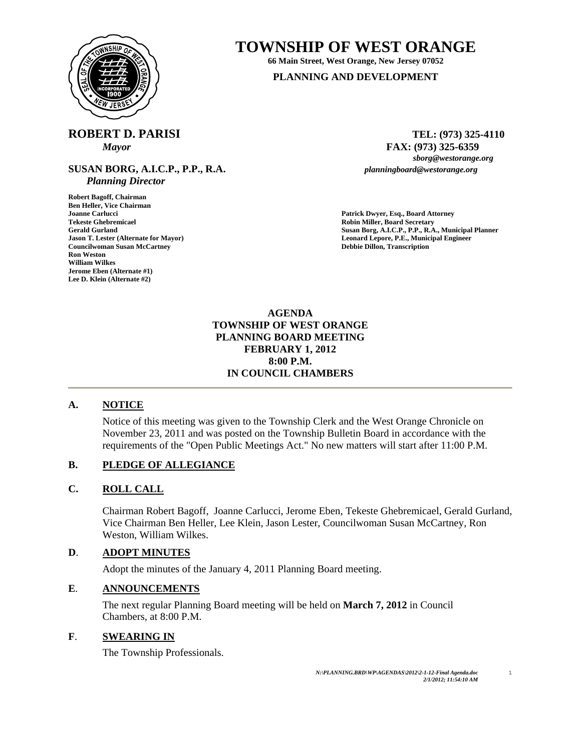# TOWNSHIP OF WEST ORANGE

**66 Main Street, West Orange, New Jersey 07052**

**PLANNING AND DEVELOPMENT**

**ROBERT D. PARISI**
*Mayor*

**TEL: (973) 325-4110**
**FAX: (973) 325-6359**
*sborg@westorange.org*
*planningboard@westorange.org*

**SUSAN BORG, A.I.C.P., P.P., R.A.**
*Planning Director*

**Robert Bagoff, Chairman**
**Ben Heller, Vice Chairman**
**Joanne Carlucci**
**Tekeste Ghebremicael**
**Gerald Gurland**
**Jason T. Lester (Alternate for Mayor)**
**Councilwoman Susan McCartney**
**Ron Weston**
**William Wilkes**
**Jerome Eben (Alternate #1)**
**Lee D. Klein (Alternate #2)**

**Patrick Dwyer, Esq., Board Attorney**
**Robin Miller, Board Secretary**
**Susan Borg, A.I.C.P., P.P., R.A., Municipal Planner**
**Leonard Lepore, P.E., Municipal Engineer**
**Debbie Dillon, Transcription**

**AGENDA**
**TOWNSHIP OF WEST ORANGE**
**PLANNING BOARD MEETING**
**FEBRUARY 1, 2012**
**8:00 P.M.**
**IN COUNCIL CHAMBERS**

---

## A. NOTICE

Notice of this meeting was given to the Township Clerk and the West Orange Chronicle on November 23, 2011 and was posted on the Township Bulletin Board in accordance with the requirements of the "Open Public Meetings Act." No new matters will start after 11:00 P.M.

## B. PLEDGE OF ALLEGIANCE

## C. ROLL CALL

Chairman Robert Bagoff, Joanne Carlucci, Jerome Eben, Tekeste Ghebremicael, Gerald Gurland, Vice Chairman Ben Heller, Lee Klein, Jason Lester, Councilwoman Susan McCartney, Ron Weston, William Wilkes.

## D. ADOPT MINUTES

Adopt the minutes of the January 4, 2011 Planning Board meeting.

## E. ANNOUNCEMENTS

The next regular Planning Board meeting will be held on **March 7, 2012** in Council Chambers, at 8:00 P.M.

## F. SWEARING IN

The Township Professionals.

*N:\PLANNING.BRD\WP\AGENDAS\2012\2-1-12-Final Agenda.doc*
*2/1/2012; 11:54:10 AM*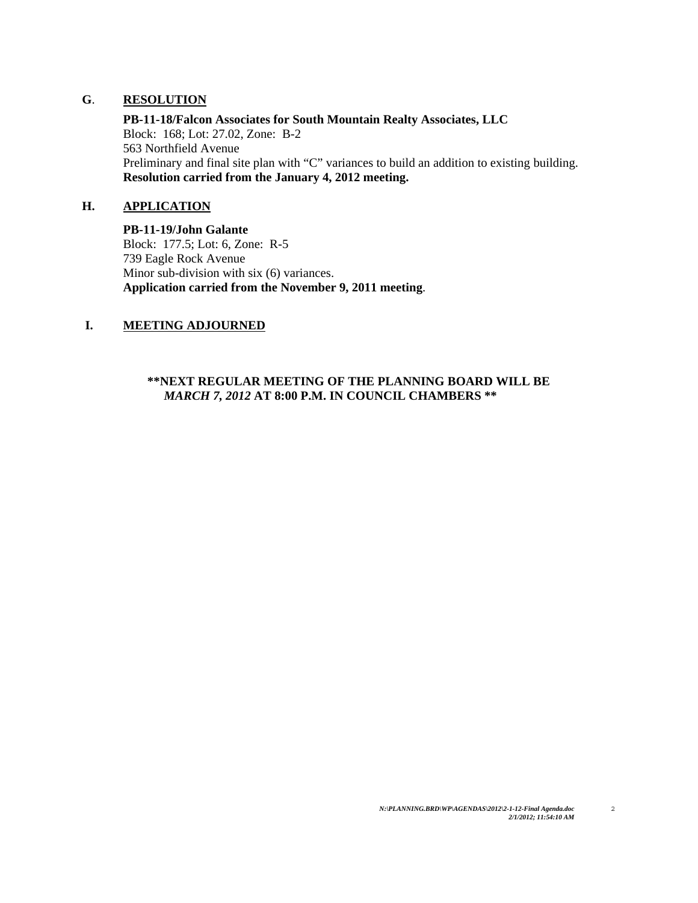## G. RESOLUTION

**PB-11-18/Falcon Associates for South Mountain Realty Associates, LLC**
Block: 168; Lot: 27.02, Zone: B-2
563 Northfield Avenue
Preliminary and final site plan with "C" variances to build an addition to existing building.
**Resolution carried from the January 4, 2012 meeting.**

## H. APPLICATION

**PB-11-19/John Galante**
Block: 177.5; Lot: 6, Zone: R-5
739 Eagle Rock Avenue
Minor sub-division with six (6) variances.
**Application carried from the November 9, 2011 meeting**.

## I. MEETING ADJOURNED

**\*\*NEXT REGULAR MEETING OF THE PLANNING BOARD WILL BE *MARCH 7, 2012* AT 8:00 P.M. IN COUNCIL CHAMBERS \*\***

*N:\PLANNING.BRD\WP\AGENDAS\2012\2-1-12-Final Agenda.doc*
*2/1/2012; 11:54:10 AM*